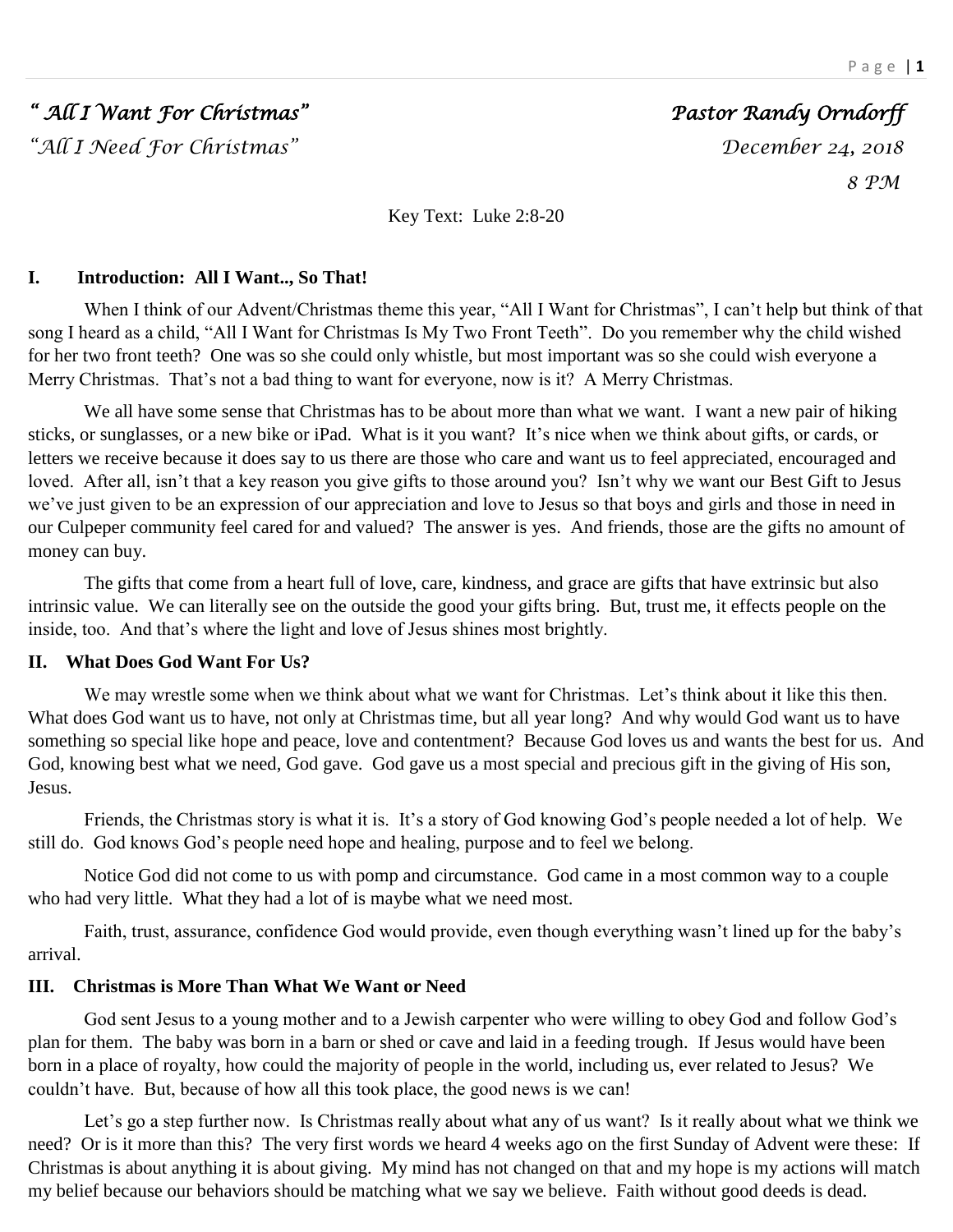*" All I Want For Christmas"* *Pastor Randy Orndorff*

*"All I Need For Christmas"* *December 24, 2018*

*8 PM*

Key Text: Luke 2:8-20

## I. Introduction: All I Want.., So That!

When I think of our Advent/Christmas theme this year, "All I Want for Christmas", I can't help but think of that song I heard as a child, "All I Want for Christmas Is My Two Front Teeth". Do you remember why the child wished for her two front teeth? One was so she could only whistle, but most important was so she could wish everyone a Merry Christmas. That's not a bad thing to want for everyone, now is it? A Merry Christmas.

We all have some sense that Christmas has to be about more than what we want. I want a new pair of hiking sticks, or sunglasses, or a new bike or iPad. What is it you want? It's nice when we think about gifts, or cards, or letters we receive because it does say to us there are those who care and want us to feel appreciated, encouraged and loved. After all, isn't that a key reason you give gifts to those around you? Isn't why we want our Best Gift to Jesus we've just given to be an expression of our appreciation and love to Jesus so that boys and girls and those in need in our Culpeper community feel cared for and valued? The answer is yes. And friends, those are the gifts no amount of money can buy.

The gifts that come from a heart full of love, care, kindness, and grace are gifts that have extrinsic but also intrinsic value. We can literally see on the outside the good your gifts bring. But, trust me, it effects people on the inside, too. And that's where the light and love of Jesus shines most brightly.

## II. What Does God Want For Us?

We may wrestle some when we think about what we want for Christmas. Let's think about it like this then. What does God want us to have, not only at Christmas time, but all year long? And why would God want us to have something so special like hope and peace, love and contentment? Because God loves us and wants the best for us. And God, knowing best what we need, God gave. God gave us a most special and precious gift in the giving of His son, Jesus.

Friends, the Christmas story is what it is. It's a story of God knowing God's people needed a lot of help. We still do. God knows God's people need hope and healing, purpose and to feel we belong.

Notice God did not come to us with pomp and circumstance. God came in a most common way to a couple who had very little. What they had a lot of is maybe what we need most.

Faith, trust, assurance, confidence God would provide, even though everything wasn't lined up for the baby's arrival.

## III. Christmas is More Than What We Want or Need

God sent Jesus to a young mother and to a Jewish carpenter who were willing to obey God and follow God's plan for them. The baby was born in a barn or shed or cave and laid in a feeding trough. If Jesus would have been born in a place of royalty, how could the majority of people in the world, including us, ever related to Jesus? We couldn't have. But, because of how all this took place, the good news is we can!

Let's go a step further now. Is Christmas really about what any of us want? Is it really about what we think we need? Or is it more than this? The very first words we heard 4 weeks ago on the first Sunday of Advent were these: If Christmas is about anything it is about giving. My mind has not changed on that and my hope is my actions will match my belief because our behaviors should be matching what we say we believe. Faith without good deeds is dead.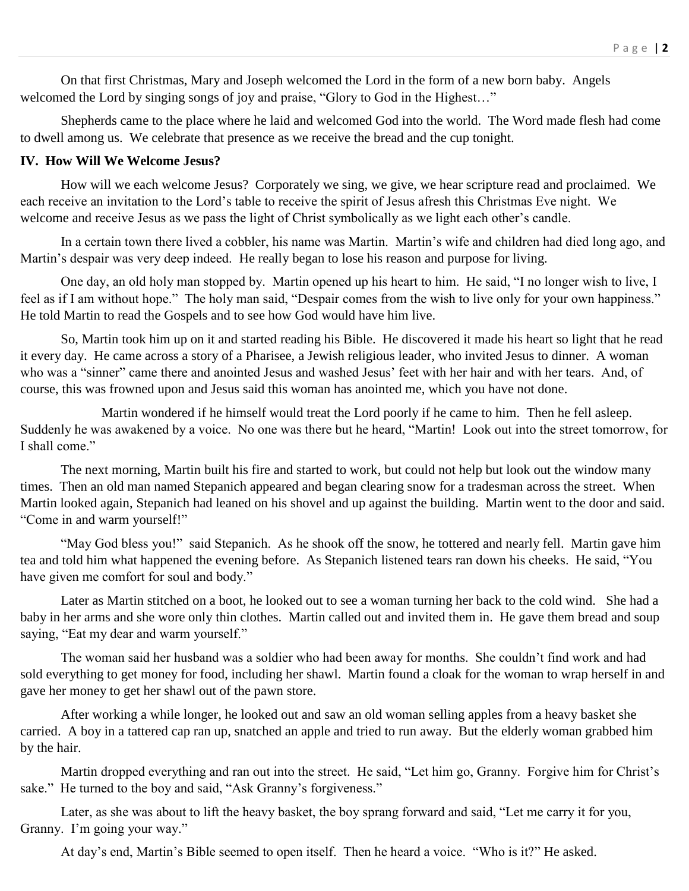On that first Christmas, Mary and Joseph welcomed the Lord in the form of a new born baby. Angels welcomed the Lord by singing songs of joy and praise, "Glory to God in the Highest…"

Shepherds came to the place where he laid and welcomed God into the world. The Word made flesh had come to dwell among us. We celebrate that presence as we receive the bread and the cup tonight.

**IV. How Will We Welcome Jesus?**

How will we each welcome Jesus? Corporately we sing, we give, we hear scripture read and proclaimed. We each receive an invitation to the Lord's table to receive the spirit of Jesus afresh this Christmas Eve night. We welcome and receive Jesus as we pass the light of Christ symbolically as we light each other's candle.

In a certain town there lived a cobbler, his name was Martin. Martin's wife and children had died long ago, and Martin's despair was very deep indeed. He really began to lose his reason and purpose for living.

One day, an old holy man stopped by. Martin opened up his heart to him. He said, "I no longer wish to live, I feel as if I am without hope." The holy man said, "Despair comes from the wish to live only for your own happiness." He told Martin to read the Gospels and to see how God would have him live.

So, Martin took him up on it and started reading his Bible. He discovered it made his heart so light that he read it every day. He came across a story of a Pharisee, a Jewish religious leader, who invited Jesus to dinner. A woman who was a "sinner" came there and anointed Jesus and washed Jesus' feet with her hair and with her tears. And, of course, this was frowned upon and Jesus said this woman has anointed me, which you have not done.

Martin wondered if he himself would treat the Lord poorly if he came to him. Then he fell asleep. Suddenly he was awakened by a voice. No one was there but he heard, "Martin! Look out into the street tomorrow, for I shall come."

The next morning, Martin built his fire and started to work, but could not help but look out the window many times. Then an old man named Stepanich appeared and began clearing snow for a tradesman across the street. When Martin looked again, Stepanich had leaned on his shovel and up against the building. Martin went to the door and said. "Come in and warm yourself!"

"May God bless you!" said Stepanich. As he shook off the snow, he tottered and nearly fell. Martin gave him tea and told him what happened the evening before. As Stepanich listened tears ran down his cheeks. He said, "You have given me comfort for soul and body."

Later as Martin stitched on a boot, he looked out to see a woman turning her back to the cold wind. She had a baby in her arms and she wore only thin clothes. Martin called out and invited them in. He gave them bread and soup saying, "Eat my dear and warm yourself."

The woman said her husband was a soldier who had been away for months. She couldn't find work and had sold everything to get money for food, including her shawl. Martin found a cloak for the woman to wrap herself in and gave her money to get her shawl out of the pawn store.

After working a while longer, he looked out and saw an old woman selling apples from a heavy basket she carried. A boy in a tattered cap ran up, snatched an apple and tried to run away. But the elderly woman grabbed him by the hair.

Martin dropped everything and ran out into the street. He said, "Let him go, Granny. Forgive him for Christ's sake." He turned to the boy and said, "Ask Granny's forgiveness."

Later, as she was about to lift the heavy basket, the boy sprang forward and said, "Let me carry it for you, Granny. I'm going your way."

At day's end, Martin's Bible seemed to open itself. Then he heard a voice. "Who is it?" He asked.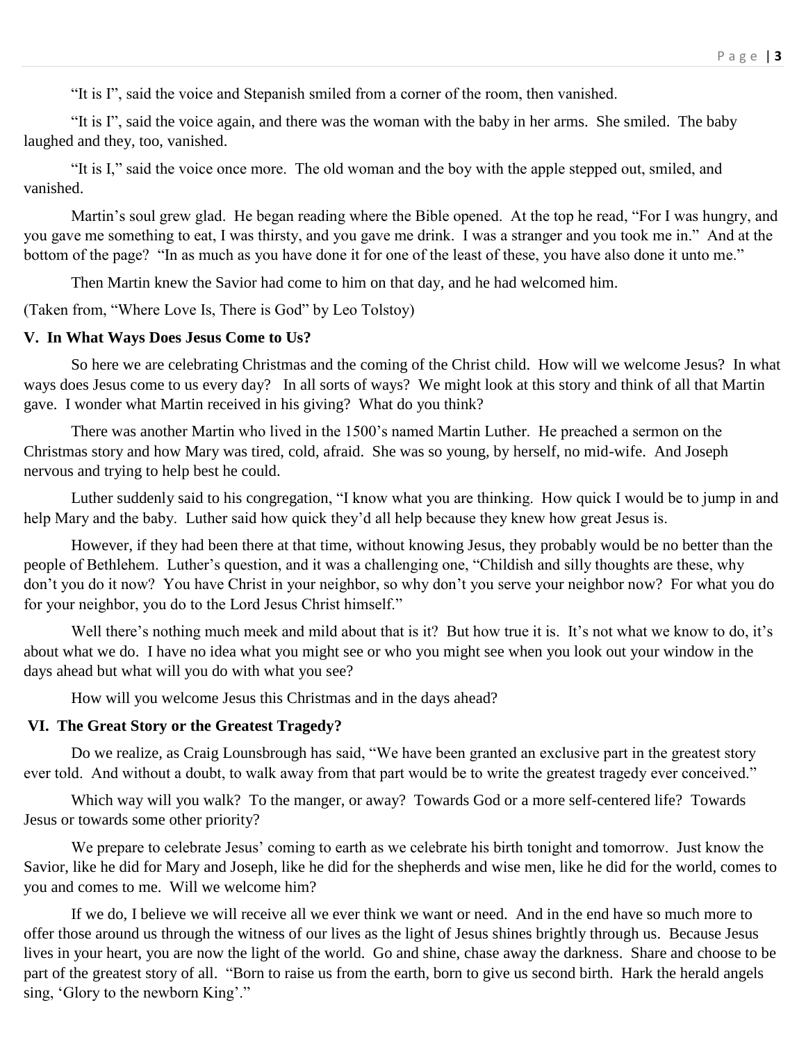"It is I", said the voice and Stepanish smiled from a corner of the room, then vanished.

"It is I", said the voice again, and there was the woman with the baby in her arms. She smiled. The baby laughed and they, too, vanished.

"It is I," said the voice once more. The old woman and the boy with the apple stepped out, smiled, and vanished.

Martin's soul grew glad. He began reading where the Bible opened. At the top he read, "For I was hungry, and you gave me something to eat, I was thirsty, and you gave me drink. I was a stranger and you took me in." And at the bottom of the page? "In as much as you have done it for one of the least of these, you have also done it unto me."

Then Martin knew the Savior had come to him on that day, and he had welcomed him.

(Taken from, "Where Love Is, There is God" by Leo Tolstoy)

**V. In What Ways Does Jesus Come to Us?**

So here we are celebrating Christmas and the coming of the Christ child. How will we welcome Jesus? In what ways does Jesus come to us every day? In all sorts of ways? We might look at this story and think of all that Martin gave. I wonder what Martin received in his giving? What do you think?

There was another Martin who lived in the 1500's named Martin Luther. He preached a sermon on the Christmas story and how Mary was tired, cold, afraid. She was so young, by herself, no mid-wife. And Joseph nervous and trying to help best he could.

Luther suddenly said to his congregation, "I know what you are thinking. How quick I would be to jump in and help Mary and the baby. Luther said how quick they'd all help because they knew how great Jesus is.

However, if they had been there at that time, without knowing Jesus, they probably would be no better than the people of Bethlehem. Luther's question, and it was a challenging one, "Childish and silly thoughts are these, why don't you do it now? You have Christ in your neighbor, so why don't you serve your neighbor now? For what you do for your neighbor, you do to the Lord Jesus Christ himself."

Well there's nothing much meek and mild about that is it? But how true it is. It's not what we know to do, it's about what we do. I have no idea what you might see or who you might see when you look out your window in the days ahead but what will you do with what you see?

How will you welcome Jesus this Christmas and in the days ahead?

**VI. The Great Story or the Greatest Tragedy?**

Do we realize, as Craig Lounsbrough has said, "We have been granted an exclusive part in the greatest story ever told. And without a doubt, to walk away from that part would be to write the greatest tragedy ever conceived."

Which way will you walk? To the manger, or away? Towards God or a more self-centered life? Towards Jesus or towards some other priority?

We prepare to celebrate Jesus' coming to earth as we celebrate his birth tonight and tomorrow. Just know the Savior, like he did for Mary and Joseph, like he did for the shepherds and wise men, like he did for the world, comes to you and comes to me. Will we welcome him?

If we do, I believe we will receive all we ever think we want or need. And in the end have so much more to offer those around us through the witness of our lives as the light of Jesus shines brightly through us. Because Jesus lives in your heart, you are now the light of the world. Go and shine, chase away the darkness. Share and choose to be part of the greatest story of all. "Born to raise us from the earth, born to give us second birth. Hark the herald angels sing, 'Glory to the newborn King'."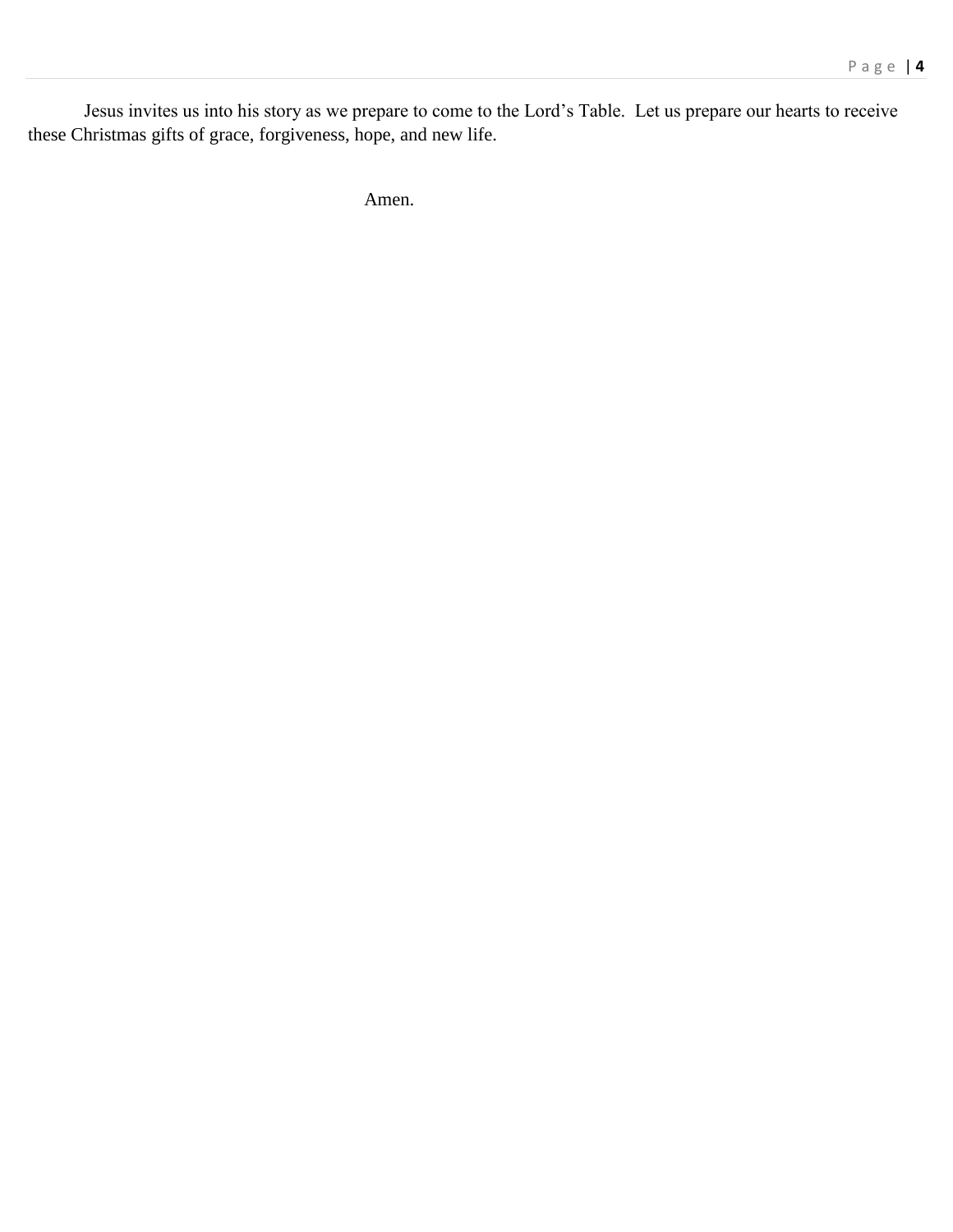Jesus invites us into his story as we prepare to come to the Lord's Table. Let us prepare our hearts to receive these Christmas gifts of grace, forgiveness, hope, and new life.

Amen.